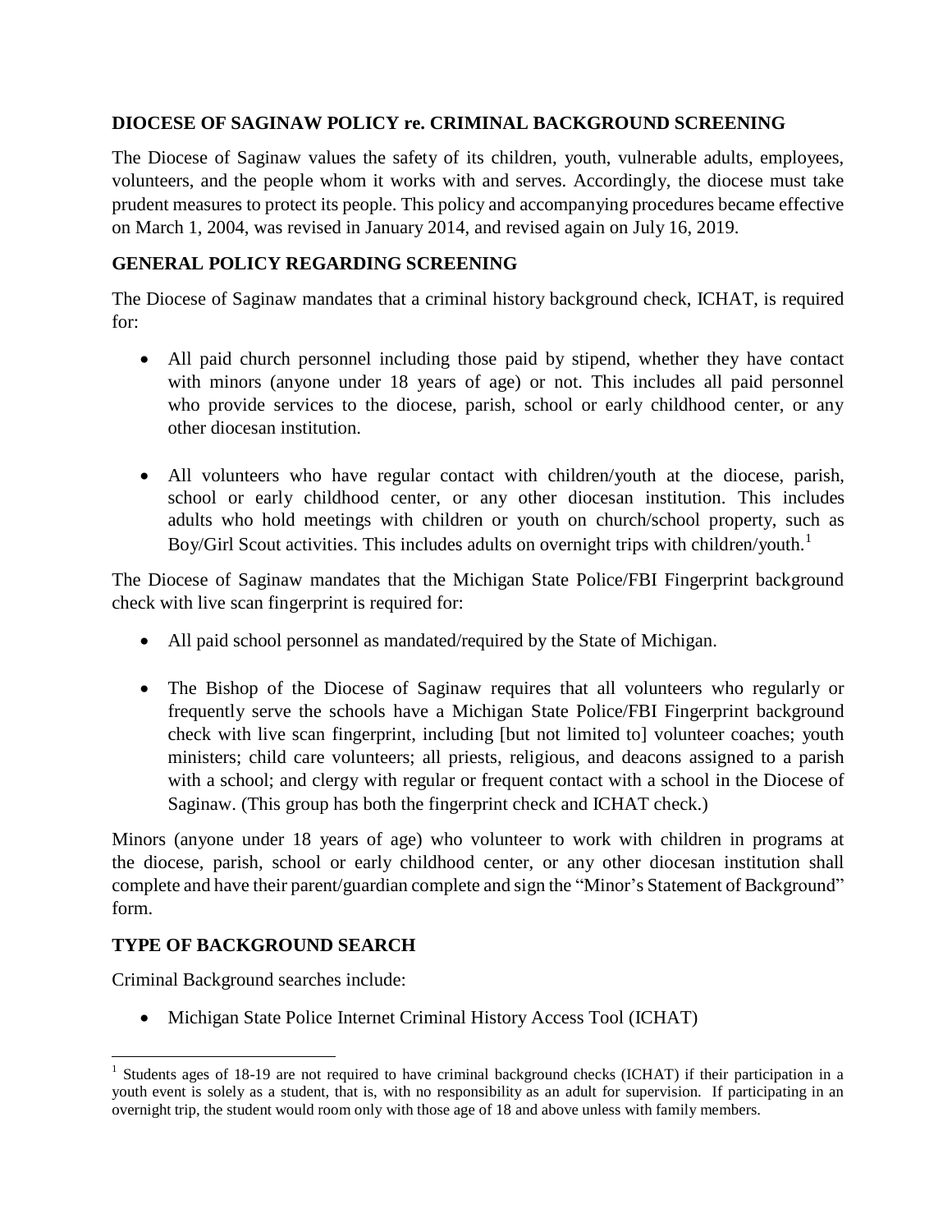## DIOCESE OF SAGINAW POLICY re. CRIMINAL BACKGROUND SCREENING

The Diocese of Saginaw values the safety of its children, youth, vulnerable adults, employees, volunteers, and the people whom it works with and serves. Accordingly, the diocese must take prudent measures to protect its people. This policy and accompanying procedures became effective on March 1, 2004, was revised in January 2014, and revised again on July 16, 2019.

## GENERAL POLICY REGARDING SCREENING

The Diocese of Saginaw mandates that a criminal history background check, ICHAT, is required for:

- All paid church personnel including those paid by stipend, whether they have contact with minors (anyone under 18 years of age) or not. This includes all paid personnel who provide services to the diocese, parish, school or early childhood center, or any other diocesan institution.

- All volunteers who have regular contact with children/youth at the diocese, parish, school or early childhood center, or any other diocesan institution. This includes adults who hold meetings with children or youth on church/school property, such as Boy/Girl Scout activities. This includes adults on overnight trips with children/youth.[1]

The Diocese of Saginaw mandates that the Michigan State Police/FBI Fingerprint background check with live scan fingerprint is required for:

- All paid school personnel as mandated/required by the State of Michigan.

- The Bishop of the Diocese of Saginaw requires that all volunteers who regularly or frequently serve the schools have a Michigan State Police/FBI Fingerprint background check with live scan fingerprint, including [but not limited to] volunteer coaches; youth ministers; child care volunteers; all priests, religious, and deacons assigned to a parish with a school; and clergy with regular or frequent contact with a school in the Diocese of Saginaw. (This group has both the fingerprint check and ICHAT check.)

Minors (anyone under 18 years of age) who volunteer to work with children in programs at the diocese, parish, school or early childhood center, or any other diocesan institution shall complete and have their parent/guardian complete and sign the "Minor's Statement of Background" form.

## TYPE OF BACKGROUND SEARCH

Criminal Background searches include:

- Michigan State Police Internet Criminal History Access Tool (ICHAT)

---

[1] Students ages of 18-19 are not required to have criminal background checks (ICHAT) if their participation in a youth event is solely as a student, that is, with no responsibility as an adult for supervision. If participating in an overnight trip, the student would room only with those age of 18 and above unless with family members.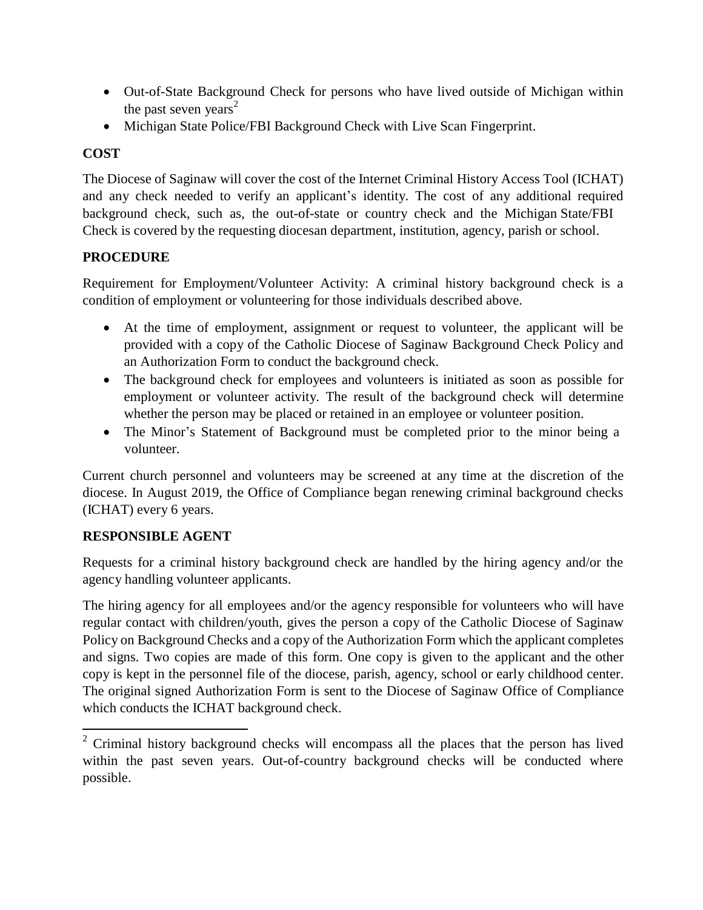- Out-of-State Background Check for persons who have lived outside of Michigan within the past seven years[2]
- Michigan State Police/FBI Background Check with Live Scan Fingerprint.

**COST**

The Diocese of Saginaw will cover the cost of the Internet Criminal History Access Tool (ICHAT) and any check needed to verify an applicant's identity. The cost of any additional required background check, such as, the out-of-state or country check and the Michigan State/FBI Check is covered by the requesting diocesan department, institution, agency, parish or school.

**PROCEDURE**

Requirement for Employment/Volunteer Activity: A criminal history background check is a condition of employment or volunteering for those individuals described above.

- At the time of employment, assignment or request to volunteer, the applicant will be provided with a copy of the Catholic Diocese of Saginaw Background Check Policy and an Authorization Form to conduct the background check.
- The background check for employees and volunteers is initiated as soon as possible for employment or volunteer activity. The result of the background check will determine whether the person may be placed or retained in an employee or volunteer position.
- The Minor's Statement of Background must be completed prior to the minor being a volunteer.

Current church personnel and volunteers may be screened at any time at the discretion of the diocese. In August 2019, the Office of Compliance began renewing criminal background checks (ICHAT) every 6 years.

**RESPONSIBLE AGENT**

Requests for a criminal history background check are handled by the hiring agency and/or the agency handling volunteer applicants.

The hiring agency for all employees and/or the agency responsible for volunteers who will have regular contact with children/youth, gives the person a copy of the Catholic Diocese of Saginaw Policy on Background Checks and a copy of the Authorization Form which the applicant completes and signs. Two copies are made of this form. One copy is given to the applicant and the other copy is kept in the personnel file of the diocese, parish, agency, school or early childhood center. The original signed Authorization Form is sent to the Diocese of Saginaw Office of Compliance which conducts the ICHAT background check.

---

[2] Criminal history background checks will encompass all the places that the person has lived within the past seven years. Out-of-country background checks will be conducted where possible.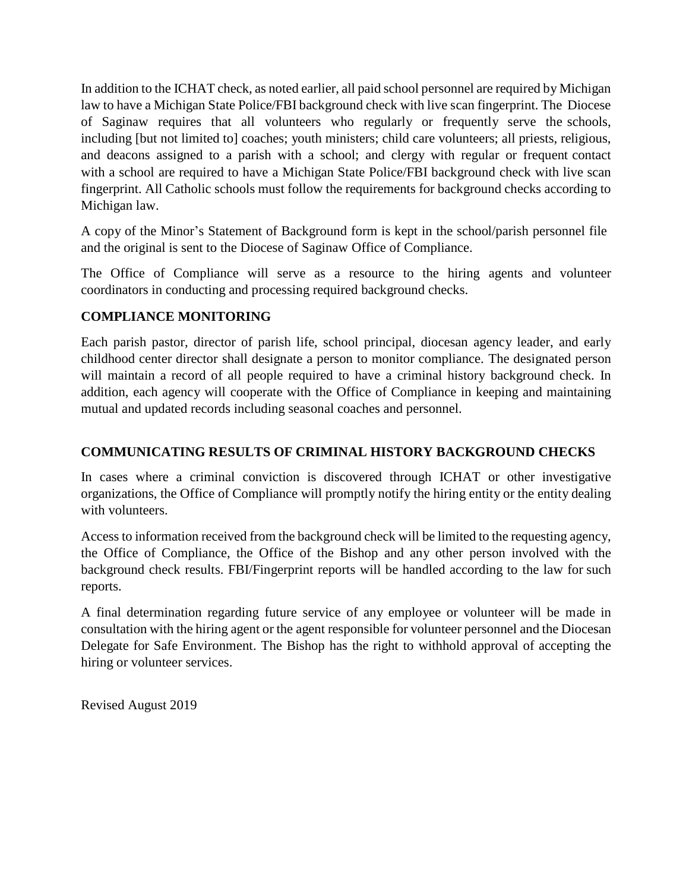In addition to the ICHAT check, as noted earlier, all paid school personnel are required by Michigan law to have a Michigan State Police/FBI background check with live scan fingerprint. The Diocese of Saginaw requires that all volunteers who regularly or frequently serve the schools, including [but not limited to] coaches; youth ministers; child care volunteers; all priests, religious, and deacons assigned to a parish with a school; and clergy with regular or frequent contact with a school are required to have a Michigan State Police/FBI background check with live scan fingerprint. All Catholic schools must follow the requirements for background checks according to Michigan law.

A copy of the Minor's Statement of Background form is kept in the school/parish personnel file and the original is sent to the Diocese of Saginaw Office of Compliance.

The Office of Compliance will serve as a resource to the hiring agents and volunteer coordinators in conducting and processing required background checks.

**COMPLIANCE MONITORING**

Each parish pastor, director of parish life, school principal, diocesan agency leader, and early childhood center director shall designate a person to monitor compliance. The designated person will maintain a record of all people required to have a criminal history background check. In addition, each agency will cooperate with the Office of Compliance in keeping and maintaining mutual and updated records including seasonal coaches and personnel.

**COMMUNICATING RESULTS OF CRIMINAL HISTORY BACKGROUND CHECKS**

In cases where a criminal conviction is discovered through ICHAT or other investigative organizations, the Office of Compliance will promptly notify the hiring entity or the entity dealing with volunteers.

Access to information received from the background check will be limited to the requesting agency, the Office of Compliance, the Office of the Bishop and any other person involved with the background check results. FBI/Fingerprint reports will be handled according to the law for such reports.

A final determination regarding future service of any employee or volunteer will be made in consultation with the hiring agent or the agent responsible for volunteer personnel and the Diocesan Delegate for Safe Environment. The Bishop has the right to withhold approval of accepting the hiring or volunteer services.

Revised August 2019